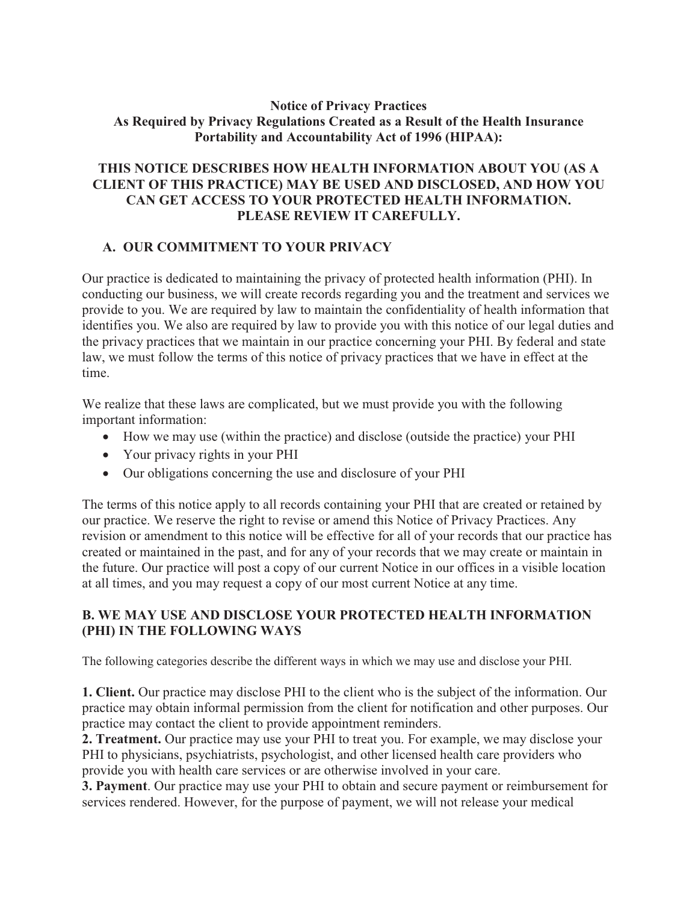**Notice of Privacy Practices**
**As Required by Privacy Regulations Created as a Result of the Health Insurance Portability and Accountability Act of 1996 (HIPAA):**

**THIS NOTICE DESCRIBES HOW HEALTH INFORMATION ABOUT YOU (AS A CLIENT OF THIS PRACTICE) MAY BE USED AND DISCLOSED, AND HOW YOU CAN GET ACCESS TO YOUR PROTECTED HEALTH INFORMATION. PLEASE REVIEW IT CAREFULLY.**

## A. OUR COMMITMENT TO YOUR PRIVACY

Our practice is dedicated to maintaining the privacy of protected health information (PHI). In conducting our business, we will create records regarding you and the treatment and services we provide to you. We are required by law to maintain the confidentiality of health information that identifies you. We also are required by law to provide you with this notice of our legal duties and the privacy practices that we maintain in our practice concerning your PHI. By federal and state law, we must follow the terms of this notice of privacy practices that we have in effect at the time.

We realize that these laws are complicated, but we must provide you with the following important information:

- How we may use (within the practice) and disclose (outside the practice) your PHI
- Your privacy rights in your PHI
- Our obligations concerning the use and disclosure of your PHI

The terms of this notice apply to all records containing your PHI that are created or retained by our practice. We reserve the right to revise or amend this Notice of Privacy Practices. Any revision or amendment to this notice will be effective for all of your records that our practice has created or maintained in the past, and for any of your records that we may create or maintain in the future. Our practice will post a copy of our current Notice in our offices in a visible location at all times, and you may request a copy of our most current Notice at any time.

## B. WE MAY USE AND DISCLOSE YOUR PROTECTED HEALTH INFORMATION (PHI) IN THE FOLLOWING WAYS

The following categories describe the different ways in which we may use and disclose your PHI.

**1. Client.** Our practice may disclose PHI to the client who is the subject of the information. Our practice may obtain informal permission from the client for notification and other purposes. Our practice may contact the client to provide appointment reminders.
**2. Treatment.** Our practice may use your PHI to treat you. For example, we may disclose your PHI to physicians, psychiatrists, psychologist, and other licensed health care providers who provide you with health care services or are otherwise involved in your care.
**3. Payment**. Our practice may use your PHI to obtain and secure payment or reimbursement for services rendered. However, for the purpose of payment, we will not release your medical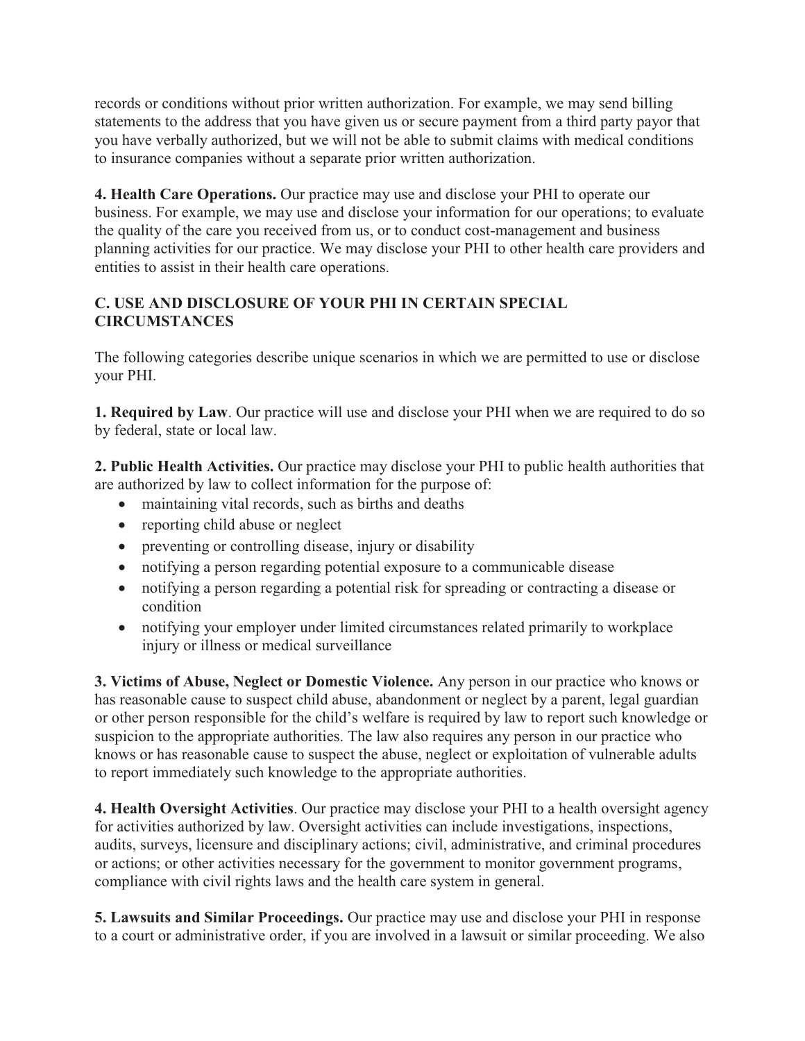records or conditions without prior written authorization. For example, we may send billing statements to the address that you have given us or secure payment from a third party payor that you have verbally authorized, but we will not be able to submit claims with medical conditions to insurance companies without a separate prior written authorization.

**4. Health Care Operations.** Our practice may use and disclose your PHI to operate our business. For example, we may use and disclose your information for our operations; to evaluate the quality of the care you received from us, or to conduct cost-management and business planning activities for our practice. We may disclose your PHI to other health care providers and entities to assist in their health care operations.

### C. USE AND DISCLOSURE OF YOUR PHI IN CERTAIN SPECIAL CIRCUMSTANCES

The following categories describe unique scenarios in which we are permitted to use or disclose your PHI.

**1. Required by Law**. Our practice will use and disclose your PHI when we are required to do so by federal, state or local law.

**2. Public Health Activities.** Our practice may disclose your PHI to public health authorities that are authorized by law to collect information for the purpose of:

- maintaining vital records, such as births and deaths
- reporting child abuse or neglect
- preventing or controlling disease, injury or disability
- notifying a person regarding potential exposure to a communicable disease
- notifying a person regarding a potential risk for spreading or contracting a disease or condition
- notifying your employer under limited circumstances related primarily to workplace injury or illness or medical surveillance

**3. Victims of Abuse, Neglect or Domestic Violence.** Any person in our practice who knows or has reasonable cause to suspect child abuse, abandonment or neglect by a parent, legal guardian or other person responsible for the child's welfare is required by law to report such knowledge or suspicion to the appropriate authorities. The law also requires any person in our practice who knows or has reasonable cause to suspect the abuse, neglect or exploitation of vulnerable adults to report immediately such knowledge to the appropriate authorities.

**4. Health Oversight Activities**. Our practice may disclose your PHI to a health oversight agency for activities authorized by law. Oversight activities can include investigations, inspections, audits, surveys, licensure and disciplinary actions; civil, administrative, and criminal procedures or actions; or other activities necessary for the government to monitor government programs, compliance with civil rights laws and the health care system in general.

**5. Lawsuits and Similar Proceedings.** Our practice may use and disclose your PHI in response to a court or administrative order, if you are involved in a lawsuit or similar proceeding. We also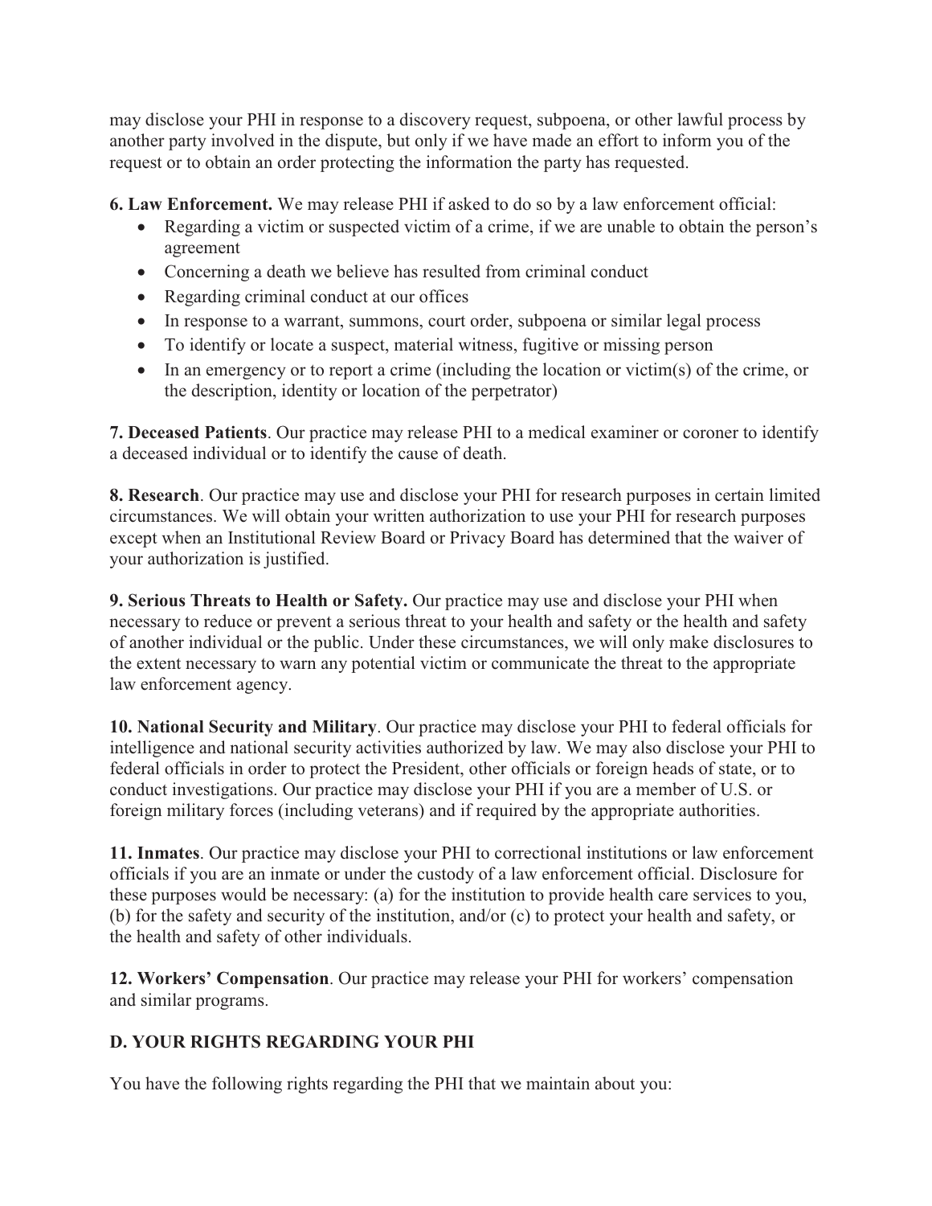may disclose your PHI in response to a discovery request, subpoena, or other lawful process by another party involved in the dispute, but only if we have made an effort to inform you of the request or to obtain an order protecting the information the party has requested.

**6. Law Enforcement.** We may release PHI if asked to do so by a law enforcement official:

- Regarding a victim or suspected victim of a crime, if we are unable to obtain the person's agreement
- Concerning a death we believe has resulted from criminal conduct
- Regarding criminal conduct at our offices
- In response to a warrant, summons, court order, subpoena or similar legal process
- To identify or locate a suspect, material witness, fugitive or missing person
- In an emergency or to report a crime (including the location or victim(s) of the crime, or the description, identity or location of the perpetrator)

**7. Deceased Patients**. Our practice may release PHI to a medical examiner or coroner to identify a deceased individual or to identify the cause of death.

**8. Research**. Our practice may use and disclose your PHI for research purposes in certain limited circumstances. We will obtain your written authorization to use your PHI for research purposes except when an Institutional Review Board or Privacy Board has determined that the waiver of your authorization is justified.

**9. Serious Threats to Health or Safety.** Our practice may use and disclose your PHI when necessary to reduce or prevent a serious threat to your health and safety or the health and safety of another individual or the public. Under these circumstances, we will only make disclosures to the extent necessary to warn any potential victim or communicate the threat to the appropriate law enforcement agency.

**10. National Security and Military**. Our practice may disclose your PHI to federal officials for intelligence and national security activities authorized by law. We may also disclose your PHI to federal officials in order to protect the President, other officials or foreign heads of state, or to conduct investigations. Our practice may disclose your PHI if you are a member of U.S. or foreign military forces (including veterans) and if required by the appropriate authorities.

**11. Inmates**. Our practice may disclose your PHI to correctional institutions or law enforcement officials if you are an inmate or under the custody of a law enforcement official. Disclosure for these purposes would be necessary: (a) for the institution to provide health care services to you, (b) for the safety and security of the institution, and/or (c) to protect your health and safety, or the health and safety of other individuals.

**12. Workers' Compensation**. Our practice may release your PHI for workers' compensation and similar programs.

## D. YOUR RIGHTS REGARDING YOUR PHI

You have the following rights regarding the PHI that we maintain about you: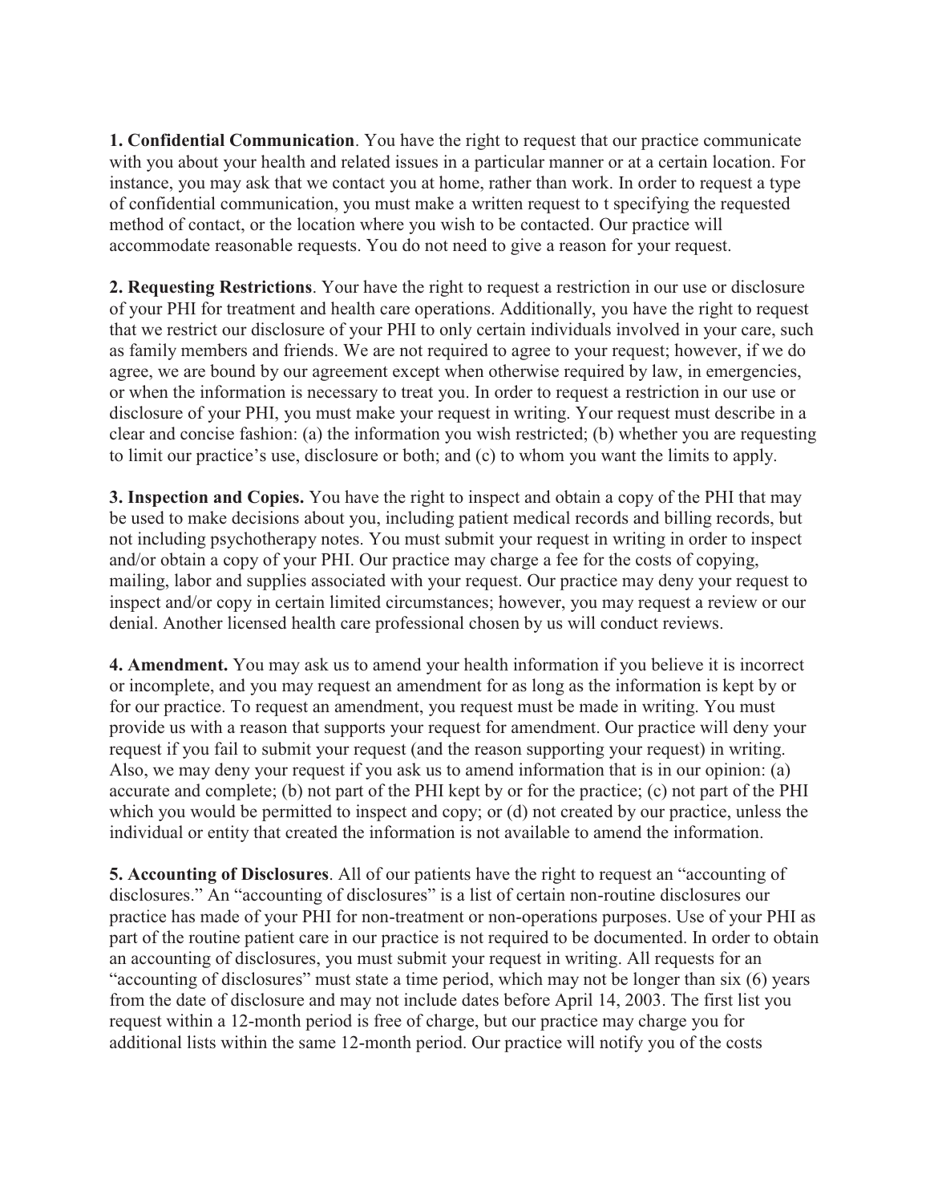**1. Confidential Communication**. You have the right to request that our practice communicate with you about your health and related issues in a particular manner or at a certain location. For instance, you may ask that we contact you at home, rather than work. In order to request a type of confidential communication, you must make a written request to t specifying the requested method of contact, or the location where you wish to be contacted. Our practice will accommodate reasonable requests. You do not need to give a reason for your request.

**2. Requesting Restrictions**. Your have the right to request a restriction in our use or disclosure of your PHI for treatment and health care operations. Additionally, you have the right to request that we restrict our disclosure of your PHI to only certain individuals involved in your care, such as family members and friends. We are not required to agree to your request; however, if we do agree, we are bound by our agreement except when otherwise required by law, in emergencies, or when the information is necessary to treat you. In order to request a restriction in our use or disclosure of your PHI, you must make your request in writing. Your request must describe in a clear and concise fashion: (a) the information you wish restricted; (b) whether you are requesting to limit our practice's use, disclosure or both; and (c) to whom you want the limits to apply.

**3. Inspection and Copies.** You have the right to inspect and obtain a copy of the PHI that may be used to make decisions about you, including patient medical records and billing records, but not including psychotherapy notes. You must submit your request in writing in order to inspect and/or obtain a copy of your PHI. Our practice may charge a fee for the costs of copying, mailing, labor and supplies associated with your request. Our practice may deny your request to inspect and/or copy in certain limited circumstances; however, you may request a review or our denial. Another licensed health care professional chosen by us will conduct reviews.

**4. Amendment.** You may ask us to amend your health information if you believe it is incorrect or incomplete, and you may request an amendment for as long as the information is kept by or for our practice. To request an amendment, you request must be made in writing. You must provide us with a reason that supports your request for amendment. Our practice will deny your request if you fail to submit your request (and the reason supporting your request) in writing. Also, we may deny your request if you ask us to amend information that is in our opinion: (a) accurate and complete; (b) not part of the PHI kept by or for the practice; (c) not part of the PHI which you would be permitted to inspect and copy; or (d) not created by our practice, unless the individual or entity that created the information is not available to amend the information.

**5. Accounting of Disclosures**. All of our patients have the right to request an "accounting of disclosures." An "accounting of disclosures" is a list of certain non-routine disclosures our practice has made of your PHI for non-treatment or non-operations purposes. Use of your PHI as part of the routine patient care in our practice is not required to be documented. In order to obtain an accounting of disclosures, you must submit your request in writing. All requests for an "accounting of disclosures" must state a time period, which may not be longer than six (6) years from the date of disclosure and may not include dates before April 14, 2003. The first list you request within a 12-month period is free of charge, but our practice may charge you for additional lists within the same 12-month period. Our practice will notify you of the costs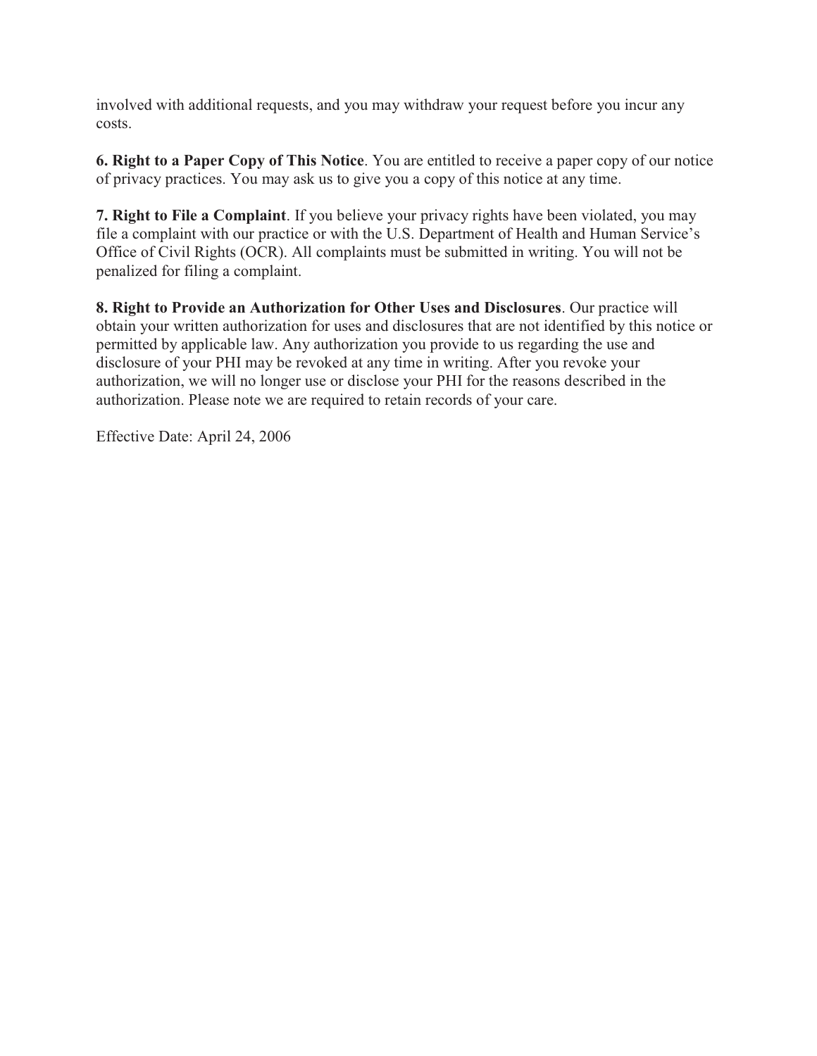involved with additional requests, and you may withdraw your request before you incur any costs.

**6. Right to a Paper Copy of This Notice**. You are entitled to receive a paper copy of our notice of privacy practices. You may ask us to give you a copy of this notice at any time.

**7. Right to File a Complaint**. If you believe your privacy rights have been violated, you may file a complaint with our practice or with the U.S. Department of Health and Human Service's Office of Civil Rights (OCR). All complaints must be submitted in writing. You will not be penalized for filing a complaint.

**8. Right to Provide an Authorization for Other Uses and Disclosures**. Our practice will obtain your written authorization for uses and disclosures that are not identified by this notice or permitted by applicable law. Any authorization you provide to us regarding the use and disclosure of your PHI may be revoked at any time in writing. After you revoke your authorization, we will no longer use or disclose your PHI for the reasons described in the authorization. Please note we are required to retain records of your care.

Effective Date: April 24, 2006